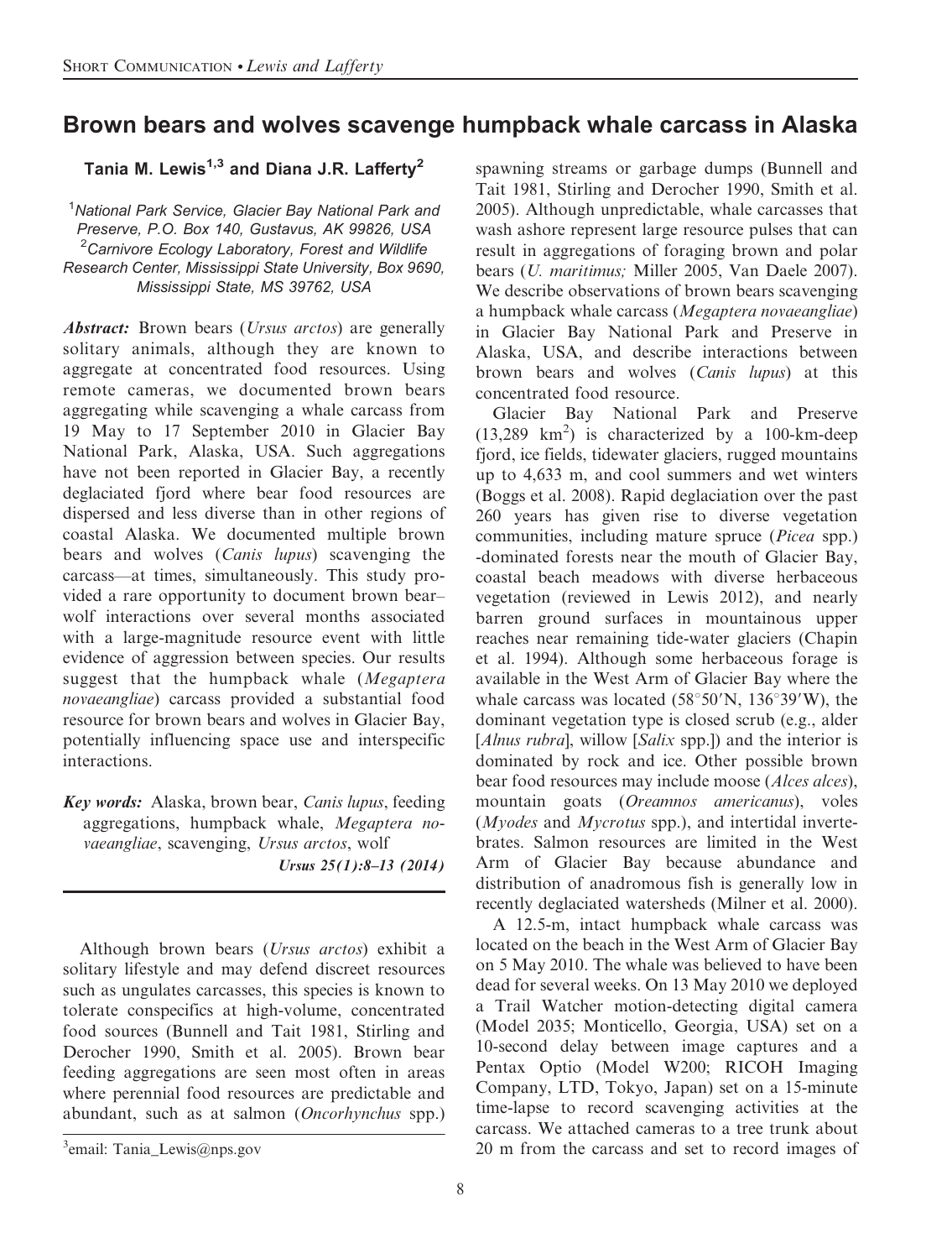# Brown bears and wolves scavenge humpback whale carcass in Alaska

**Tania M. Lewis[1,3] and Diana J.R. Lafferty[2]**

[1]*National Park Service, Glacier Bay National Park and Preserve, P.O. Box 140, Gustavus, AK 99826, USA*
[2]*Carnivore Ecology Laboratory, Forest and Wildlife Research Center, Mississippi State University, Box 9690, Mississippi State, MS 39762, USA*

***Abstract:*** Brown bears (*Ursus arctos*) are generally solitary animals, although they are known to aggregate at concentrated food resources. Using remote cameras, we documented brown bears aggregating while scavenging a whale carcass from 19 May to 17 September 2010 in Glacier Bay National Park, Alaska, USA. Such aggregations have not been reported in Glacier Bay, a recently deglaciated fjord where bear food resources are dispersed and less diverse than in other regions of coastal Alaska. We documented multiple brown bears and wolves (*Canis lupus*) scavenging the carcass—at times, simultaneously. This study provided a rare opportunity to document brown bear–wolf interactions over several months associated with a large-magnitude resource event with little evidence of aggression between species. Our results suggest that the humpback whale (*Megaptera novaeangliae*) carcass provided a substantial food resource for brown bears and wolves in Glacier Bay, potentially influencing space use and interspecific interactions.

***Key words:*** Alaska, brown bear, *Canis lupus*, feeding aggregations, humpback whale, *Megaptera novaeangliae*, scavenging, *Ursus arctos*, wolf

*Ursus 25(1):8–13 (2014)*

Although brown bears (*Ursus arctos*) exhibit a solitary lifestyle and may defend discreet resources such as ungulates carcasses, this species is known to tolerate conspecifics at high-volume, concentrated food sources (Bunnell and Tait 1981, Stirling and Derocher 1990, Smith et al. 2005). Brown bear feeding aggregations are seen most often in areas where perennial food resources are predictable and abundant, such as at salmon (*Oncorhynchus* spp.) spawning streams or garbage dumps (Bunnell and Tait 1981, Stirling and Derocher 1990, Smith et al. 2005). Although unpredictable, whale carcasses that wash ashore represent large resource pulses that can result in aggregations of foraging brown and polar bears (*U. maritimus;* Miller 2005, Van Daele 2007). We describe observations of brown bears scavenging a humpback whale carcass (*Megaptera novaeangliae*) in Glacier Bay National Park and Preserve in Alaska, USA, and describe interactions between brown bears and wolves (*Canis lupus*) at this concentrated food resource.

Glacier Bay National Park and Preserve (13,289 km$^2$) is characterized by a 100-km-deep fjord, ice fields, tidewater glaciers, rugged mountains up to 4,633 m, and cool summers and wet winters (Boggs et al. 2008). Rapid deglaciation over the past 260 years has given rise to diverse vegetation communities, including mature spruce (*Picea* spp.) -dominated forests near the mouth of Glacier Bay, coastal beach meadows with diverse herbaceous vegetation (reviewed in Lewis 2012), and nearly barren ground surfaces in mountainous upper reaches near remaining tide-water glaciers (Chapin et al. 1994). Although some herbaceous forage is available in the West Arm of Glacier Bay where the whale carcass was located (58°50′N, 136°39′W), the dominant vegetation type is closed scrub (e.g., alder [*Alnus rubra*], willow [*Salix* spp.]) and the interior is dominated by rock and ice. Other possible brown bear food resources may include moose (*Alces alces*), mountain goats (*Oreamnos americanus*), voles (*Myodes* and *Mycrotus* spp.), and intertidal invertebrates. Salmon resources are limited in the West Arm of Glacier Bay because abundance and distribution of anadromous fish is generally low in recently deglaciated watersheds (Milner et al. 2000).

A 12.5-m, intact humpback whale carcass was located on the beach in the West Arm of Glacier Bay on 5 May 2010. The whale was believed to have been dead for several weeks. On 13 May 2010 we deployed a Trail Watcher motion-detecting digital camera (Model 2035; Monticello, Georgia, USA) set on a 10-second delay between image captures and a Pentax Optio (Model W200; RICOH Imaging Company, LTD, Tokyo, Japan) set on a 15-minute time-lapse to record scavenging activities at the carcass. We attached cameras to a tree trunk about 20 m from the carcass and set to record images of

[3]email: Tania_Lewis@nps.gov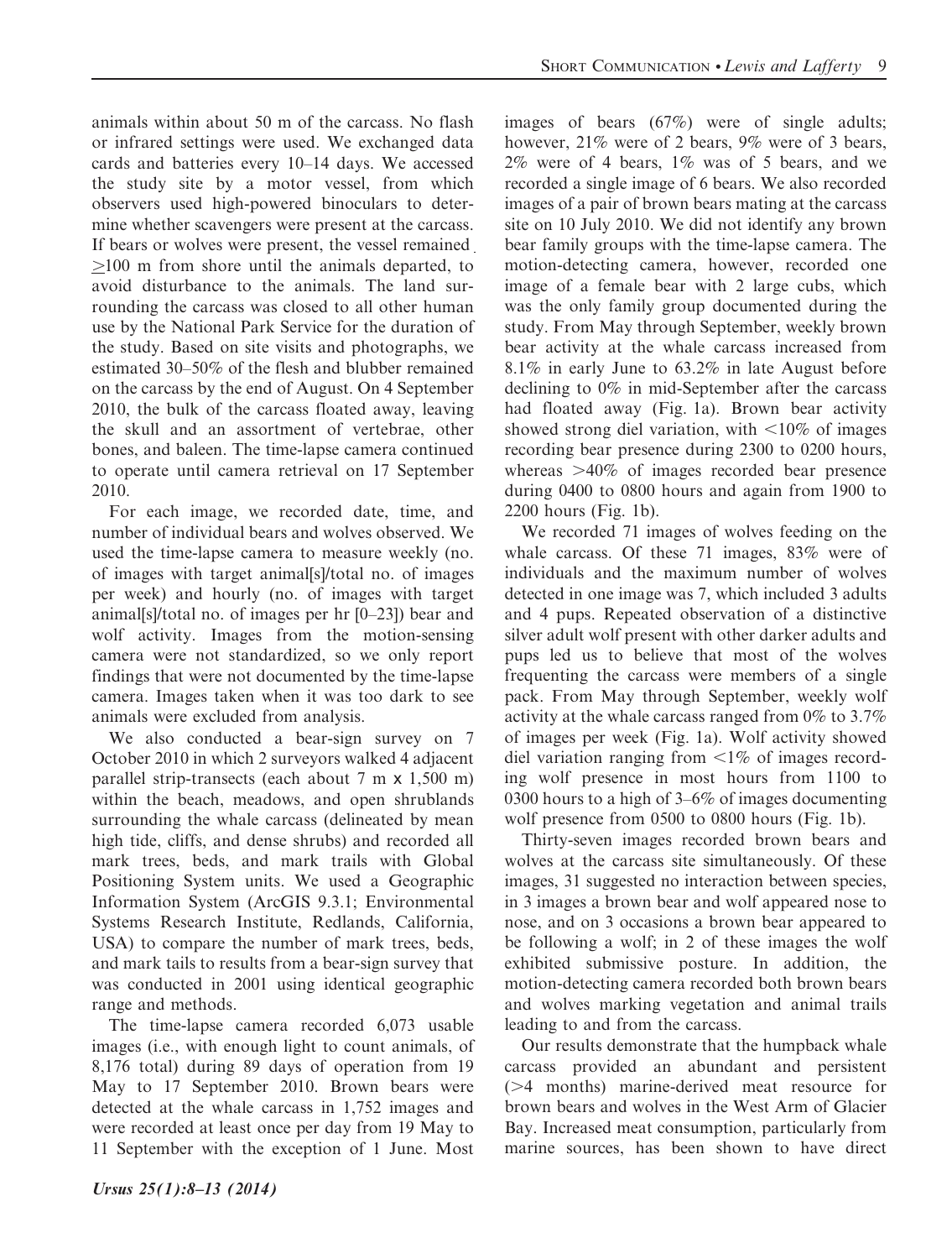animals within about 50 m of the carcass. No flash or infrared settings were used. We exchanged data cards and batteries every 10–14 days. We accessed the study site by a motor vessel, from which observers used high-powered binoculars to determine whether scavengers were present at the carcass. If bears or wolves were present, the vessel remained ≥100 m from shore until the animals departed, to avoid disturbance to the animals. The land surrounding the carcass was closed to all other human use by the National Park Service for the duration of the study. Based on site visits and photographs, we estimated 30–50% of the flesh and blubber remained on the carcass by the end of August. On 4 September 2010, the bulk of the carcass floated away, leaving the skull and an assortment of vertebrae, other bones, and baleen. The time-lapse camera continued to operate until camera retrieval on 17 September 2010.

For each image, we recorded date, time, and number of individual bears and wolves observed. We used the time-lapse camera to measure weekly (no. of images with target animal[s]/total no. of images per week) and hourly (no. of images with target animal[s]/total no. of images per hr [0–23]) bear and wolf activity. Images from the motion-sensing camera were not standardized, so we only report findings that were not documented by the time-lapse camera. Images taken when it was too dark to see animals were excluded from analysis.

We also conducted a bear-sign survey on 7 October 2010 in which 2 surveyors walked 4 adjacent parallel strip-transects (each about 7 m x 1,500 m) within the beach, meadows, and open shrublands surrounding the whale carcass (delineated by mean high tide, cliffs, and dense shrubs) and recorded all mark trees, beds, and mark trails with Global Positioning System units. We used a Geographic Information System (ArcGIS 9.3.1; Environmental Systems Research Institute, Redlands, California, USA) to compare the number of mark trees, beds, and mark tails to results from a bear-sign survey that was conducted in 2001 using identical geographic range and methods.

The time-lapse camera recorded 6,073 usable images (i.e., with enough light to count animals, of 8,176 total) during 89 days of operation from 19 May to 17 September 2010. Brown bears were detected at the whale carcass in 1,752 images and were recorded at least once per day from 19 May to 11 September with the exception of 1 June. Most images of bears (67%) were of single adults; however, 21% were of 2 bears, 9% were of 3 bears, 2% were of 4 bears, 1% was of 5 bears, and we recorded a single image of 6 bears. We also recorded images of a pair of brown bears mating at the carcass site on 10 July 2010. We did not identify any brown bear family groups with the time-lapse camera. The motion-detecting camera, however, recorded one image of a female bear with 2 large cubs, which was the only family group documented during the study. From May through September, weekly brown bear activity at the whale carcass increased from 8.1% in early June to 63.2% in late August before declining to 0% in mid-September after the carcass had floated away (Fig. 1a). Brown bear activity showed strong diel variation, with <10% of images recording bear presence during 2300 to 0200 hours, whereas >40% of images recorded bear presence during 0400 to 0800 hours and again from 1900 to 2200 hours (Fig. 1b).

We recorded 71 images of wolves feeding on the whale carcass. Of these 71 images, 83% were of individuals and the maximum number of wolves detected in one image was 7, which included 3 adults and 4 pups. Repeated observation of a distinctive silver adult wolf present with other darker adults and pups led us to believe that most of the wolves frequenting the carcass were members of a single pack. From May through September, weekly wolf activity at the whale carcass ranged from 0% to 3.7% of images per week (Fig. 1a). Wolf activity showed diel variation ranging from <1% of images recording wolf presence in most hours from 1100 to 0300 hours to a high of 3–6% of images documenting wolf presence from 0500 to 0800 hours (Fig. 1b).

Thirty-seven images recorded brown bears and wolves at the carcass site simultaneously. Of these images, 31 suggested no interaction between species, in 3 images a brown bear and wolf appeared nose to nose, and on 3 occasions a brown bear appeared to be following a wolf; in 2 of these images the wolf exhibited submissive posture. In addition, the motion-detecting camera recorded both brown bears and wolves marking vegetation and animal trails leading to and from the carcass.

Our results demonstrate that the humpback whale carcass provided an abundant and persistent (>4 months) marine-derived meat resource for brown bears and wolves in the West Arm of Glacier Bay. Increased meat consumption, particularly from marine sources, has been shown to have direct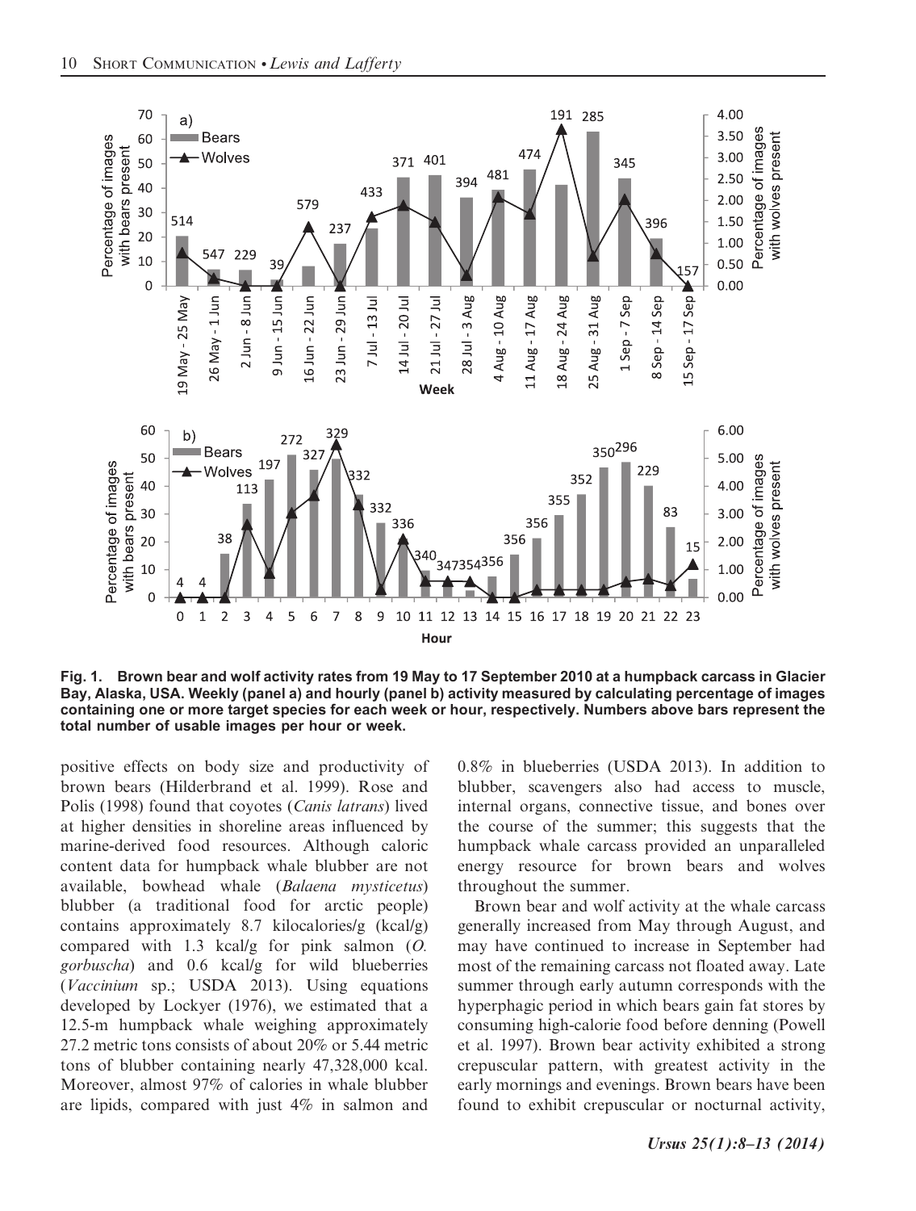Fig. 1. Brown bear and wolf activity rates from 19 May to 17 September 2010 at a humpback carcass in Glacier Bay, Alaska, USA. Weekly (panel a) and hourly (panel b) activity measured by calculating percentage of images containing one or more target species for each week or hour, respectively. Numbers above bars represent the total number of usable images per hour or week.

positive effects on body size and productivity of brown bears (Hilderbrand et al. 1999). Rose and Polis (1998) found that coyotes (*Canis latrans*) lived at higher densities in shoreline areas influenced by marine-derived food resources. Although caloric content data for humpback whale blubber are not available, bowhead whale (*Balaena mysticetus*) blubber (a traditional food for arctic people) contains approximately 8.7 kilocalories/g (kcal/g) compared with 1.3 kcal/g for pink salmon (*O. gorbuscha*) and 0.6 kcal/g for wild blueberries (*Vaccinium* sp.; USDA 2013). Using equations developed by Lockyer (1976), we estimated that a 12.5-m humpback whale weighing approximately 27.2 metric tons consists of about 20% or 5.44 metric tons of blubber containing nearly 47,328,000 kcal. Moreover, almost 97% of calories in whale blubber are lipids, compared with just 4% in salmon and 0.8% in blueberries (USDA 2013). In addition to blubber, scavengers also had access to muscle, internal organs, connective tissue, and bones over the course of the summer; this suggests that the humpback whale carcass provided an unparalleled energy resource for brown bears and wolves throughout the summer.

Brown bear and wolf activity at the whale carcass generally increased from May through August, and may have continued to increase in September had most of the remaining carcass not floated away. Late summer through early autumn corresponds with the hyperphagic period in which bears gain fat stores by consuming high-calorie food before denning (Powell et al. 1997). Brown bear activity exhibited a strong crepuscular pattern, with greatest activity in the early mornings and evenings. Brown bears have been found to exhibit crepuscular or nocturnal activity,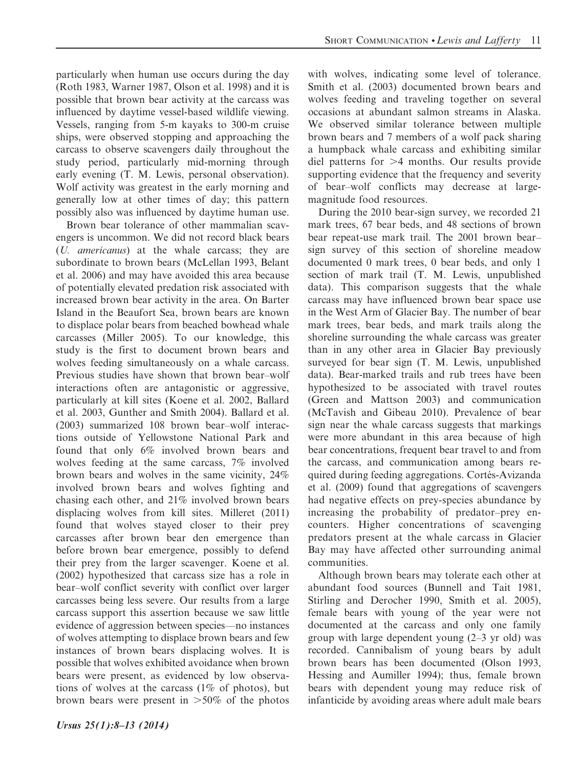particularly when human use occurs during the day (Roth 1983, Warner 1987, Olson et al. 1998) and it is possible that brown bear activity at the carcass was influenced by daytime vessel-based wildlife viewing. Vessels, ranging from 5-m kayaks to 300-m cruise ships, were observed stopping and approaching the carcass to observe scavengers daily throughout the study period, particularly mid-morning through early evening (T. M. Lewis, personal observation). Wolf activity was greatest in the early morning and generally low at other times of day; this pattern possibly also was influenced by daytime human use.

Brown bear tolerance of other mammalian scavengers is uncommon. We did not record black bears (*U. americanus*) at the whale carcass; they are subordinate to brown bears (McLellan 1993, Belant et al. 2006) and may have avoided this area because of potentially elevated predation risk associated with increased brown bear activity in the area. On Barter Island in the Beaufort Sea, brown bears are known to displace polar bears from beached bowhead whale carcasses (Miller 2005). To our knowledge, this study is the first to document brown bears and wolves feeding simultaneously on a whale carcass. Previous studies have shown that brown bear–wolf interactions often are antagonistic or aggressive, particularly at kill sites (Koene et al. 2002, Ballard et al. 2003, Gunther and Smith 2004). Ballard et al. (2003) summarized 108 brown bear–wolf interactions outside of Yellowstone National Park and found that only 6% involved brown bears and wolves feeding at the same carcass, 7% involved brown bears and wolves in the same vicinity, 24% involved brown bears and wolves fighting and chasing each other, and 21% involved brown bears displacing wolves from kill sites. Milleret (2011) found that wolves stayed closer to their prey carcasses after brown bear den emergence than before brown bear emergence, possibly to defend their prey from the larger scavenger. Koene et al. (2002) hypothesized that carcass size has a role in bear–wolf conflict severity with conflict over larger carcasses being less severe. Our results from a large carcass support this assertion because we saw little evidence of aggression between species—no instances of wolves attempting to displace brown bears and few instances of brown bears displacing wolves. It is possible that wolves exhibited avoidance when brown bears were present, as evidenced by low observations of wolves at the carcass (1% of photos), but brown bears were present in >50% of the photos with wolves, indicating some level of tolerance. Smith et al. (2003) documented brown bears and wolves feeding and traveling together on several occasions at abundant salmon streams in Alaska. We observed similar tolerance between multiple brown bears and 7 members of a wolf pack sharing a humpback whale carcass and exhibiting similar diel patterns for >4 months. Our results provide supporting evidence that the frequency and severity of bear–wolf conflicts may decrease at large-magnitude food resources.

During the 2010 bear-sign survey, we recorded 21 mark trees, 67 bear beds, and 48 sections of brown bear repeat-use mark trail. The 2001 brown bear–sign survey of this section of shoreline meadow documented 0 mark trees, 0 bear beds, and only 1 section of mark trail (T. M. Lewis, unpublished data). This comparison suggests that the whale carcass may have influenced brown bear space use in the West Arm of Glacier Bay. The number of bear mark trees, bear beds, and mark trails along the shoreline surrounding the whale carcass was greater than in any other area in Glacier Bay previously surveyed for bear sign (T. M. Lewis, unpublished data). Bear-marked trails and rub trees have been hypothesized to be associated with travel routes (Green and Mattson 2003) and communication (McTavish and Gibeau 2010). Prevalence of bear sign near the whale carcass suggests that markings were more abundant in this area because of high bear concentrations, frequent bear travel to and from the carcass, and communication among bears required during feeding aggregations. Cortés-Avizanda et al. (2009) found that aggregations of scavengers had negative effects on prey-species abundance by increasing the probability of predator–prey encounters. Higher concentrations of scavenging predators present at the whale carcass in Glacier Bay may have affected other surrounding animal communities.

Although brown bears may tolerate each other at abundant food sources (Bunnell and Tait 1981, Stirling and Derocher 1990, Smith et al. 2005), female bears with young of the year were not documented at the carcass and only one family group with large dependent young (2–3 yr old) was recorded. Cannibalism of young bears by adult brown bears has been documented (Olson 1993, Hessing and Aumiller 1994); thus, female brown bears with dependent young may reduce risk of infanticide by avoiding areas where adult male bears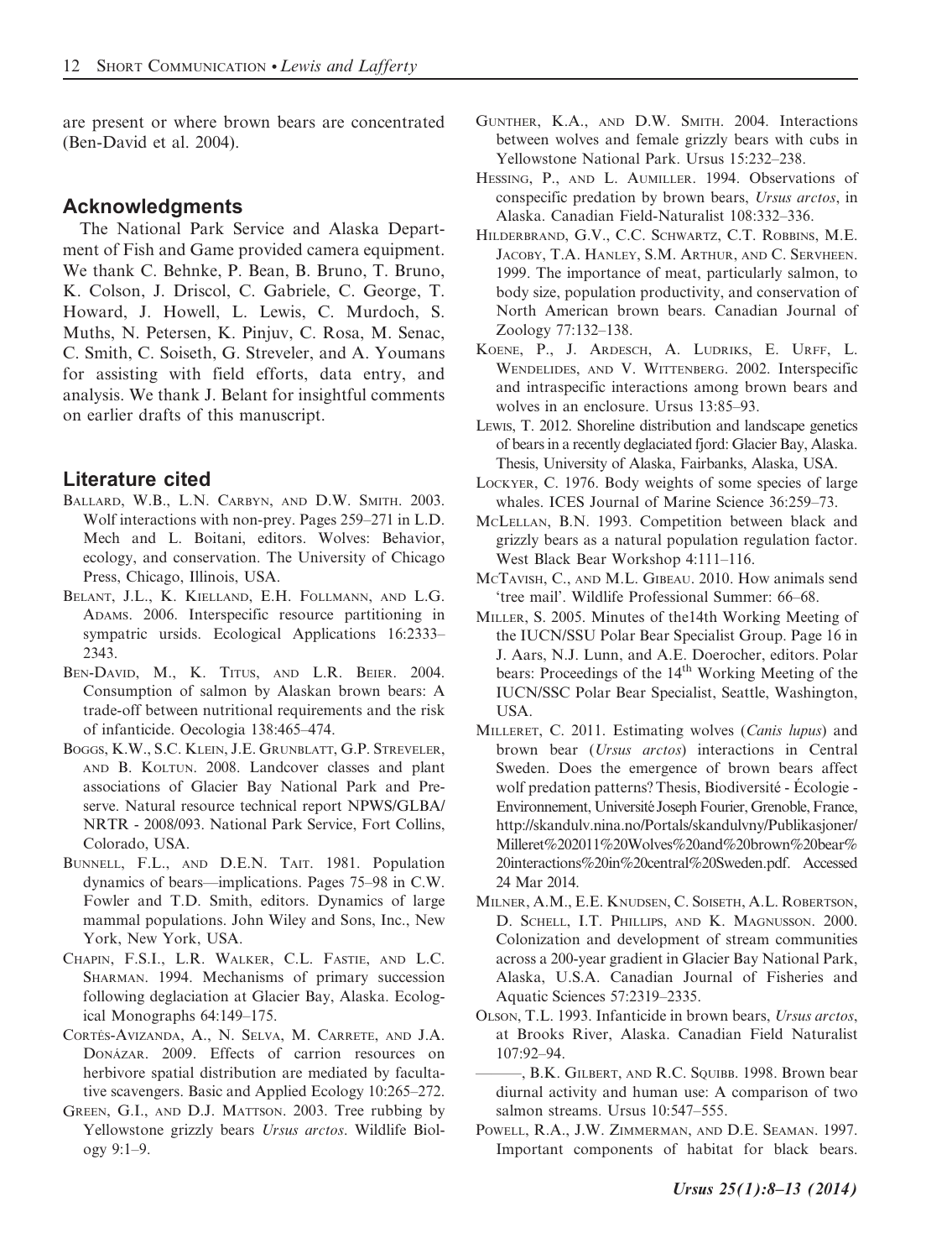are present or where brown bears are concentrated (Ben-David et al. 2004).

## Acknowledgments

The National Park Service and Alaska Department of Fish and Game provided camera equipment. We thank C. Behnke, P. Bean, B. Bruno, T. Bruno, K. Colson, J. Driscol, C. Gabriele, C. George, T. Howard, J. Howell, L. Lewis, C. Murdoch, S. Muths, N. Petersen, K. Pinjuv, C. Rosa, M. Senac, C. Smith, C. Soiseth, G. Streveler, and A. Youmans for assisting with field efforts, data entry, and analysis. We thank J. Belant for insightful comments on earlier drafts of this manuscript.

## Literature cited

Ballard, W.B., L.N. Carbyn, and D.W. Smith. 2003. Wolf interactions with non-prey. Pages 259–271 in L.D. Mech and L. Boitani, editors. Wolves: Behavior, ecology, and conservation. The University of Chicago Press, Chicago, Illinois, USA.

Belant, J.L., K. Kielland, E.H. Follmann, and L.G. Adams. 2006. Interspecific resource partitioning in sympatric ursids. Ecological Applications 16:2333–2343.

Ben-David, M., K. Titus, and L.R. Beier. 2004. Consumption of salmon by Alaskan brown bears: A trade-off between nutritional requirements and the risk of infanticide. Oecologia 138:465–474.

Boggs, K.W., S.C. Klein, J.E. Grunblatt, G.P. Streveler, and B. Koltun. 2008. Landcover classes and plant associations of Glacier Bay National Park and Preserve. Natural resource technical report NPWS/GLBA/NRTR - 2008/093. National Park Service, Fort Collins, Colorado, USA.

Bunnell, F.L., and D.E.N. Tait. 1981. Population dynamics of bears—implications. Pages 75–98 in C.W. Fowler and T.D. Smith, editors. Dynamics of large mammal populations. John Wiley and Sons, Inc., New York, New York, USA.

Chapin, F.S.I., L.R. Walker, C.L. Fastie, and L.C. Sharman. 1994. Mechanisms of primary succession following deglaciation at Glacier Bay, Alaska. Ecological Monographs 64:149–175.

Cortés-Avizanda, A., N. Selva, M. Carrete, and J.A. Donázar. 2009. Effects of carrion resources on herbivore spatial distribution are mediated by facultative scavengers. Basic and Applied Ecology 10:265–272.

Green, G.I., and D.J. Mattson. 2003. Tree rubbing by Yellowstone grizzly bears *Ursus arctos*. Wildlife Biology 9:1–9.

Gunther, K.A., and D.W. Smith. 2004. Interactions between wolves and female grizzly bears with cubs in Yellowstone National Park. Ursus 15:232–238.

Hessing, P., and L. Aumiller. 1994. Observations of conspecific predation by brown bears, *Ursus arctos*, in Alaska. Canadian Field-Naturalist 108:332–336.

Hilderbrand, G.V., C.C. Schwartz, C.T. Robbins, M.E. Jacoby, T.A. Hanley, S.M. Arthur, and C. Servheen. 1999. The importance of meat, particularly salmon, to body size, population productivity, and conservation of North American brown bears. Canadian Journal of Zoology 77:132–138.

Koene, P., J. Ardesch, A. Ludriks, E. Urff, L. Wendelides, and V. Wittenberg. 2002. Interspecific and intraspecific interactions among brown bears and wolves in an enclosure. Ursus 13:85–93.

Lewis, T. 2012. Shoreline distribution and landscape genetics of bears in a recently deglaciated fjord: Glacier Bay, Alaska. Thesis, University of Alaska, Fairbanks, Alaska, USA.

Lockyer, C. 1976. Body weights of some species of large whales. ICES Journal of Marine Science 36:259–73.

McLellan, B.N. 1993. Competition between black and grizzly bears as a natural population regulation factor. West Black Bear Workshop 4:111–116.

McTavish, C., and M.L. Gibeau. 2010. How animals send 'tree mail'. Wildlife Professional Summer: 66–68.

Miller, S. 2005. Minutes of the14th Working Meeting of the IUCN/SSU Polar Bear Specialist Group. Page 16 in J. Aars, N.J. Lunn, and A.E. Doerocher, editors. Polar bears: Proceedings of the 14th Working Meeting of the IUCN/SSC Polar Bear Specialist, Seattle, Washington, USA.

Milleret, C. 2011. Estimating wolves (*Canis lupus*) and brown bear (*Ursus arctos*) interactions in Central Sweden. Does the emergence of brown bears affect wolf predation patterns? Thesis, Biodiversité - Écologie - Environnement, Université Joseph Fourier, Grenoble, France, http://skandulv.nina.no/Portals/skandulvny/Publikasjoner/Milleret%202011%20Wolves%20and%20brown%20bear%20interactions%20in%20central%20Sweden.pdf. Accessed 24 Mar 2014.

Milner, A.M., E.E. Knudsen, C. Soiseth, A.L. Robertson, D. Schell, I.T. Phillips, and K. Magnusson. 2000. Colonization and development of stream communities across a 200-year gradient in Glacier Bay National Park, Alaska, U.S.A. Canadian Journal of Fisheries and Aquatic Sciences 57:2319–2335.

Olson, T.L. 1993. Infanticide in brown bears, *Ursus arctos*, at Brooks River, Alaska. Canadian Field Naturalist 107:92–94.

———, B.K. Gilbert, and R.C. Squibb. 1998. Brown bear diurnal activity and human use: A comparison of two salmon streams. Ursus 10:547–555.

Powell, R.A., J.W. Zimmerman, and D.E. Seaman. 1997. Important components of habitat for black bears.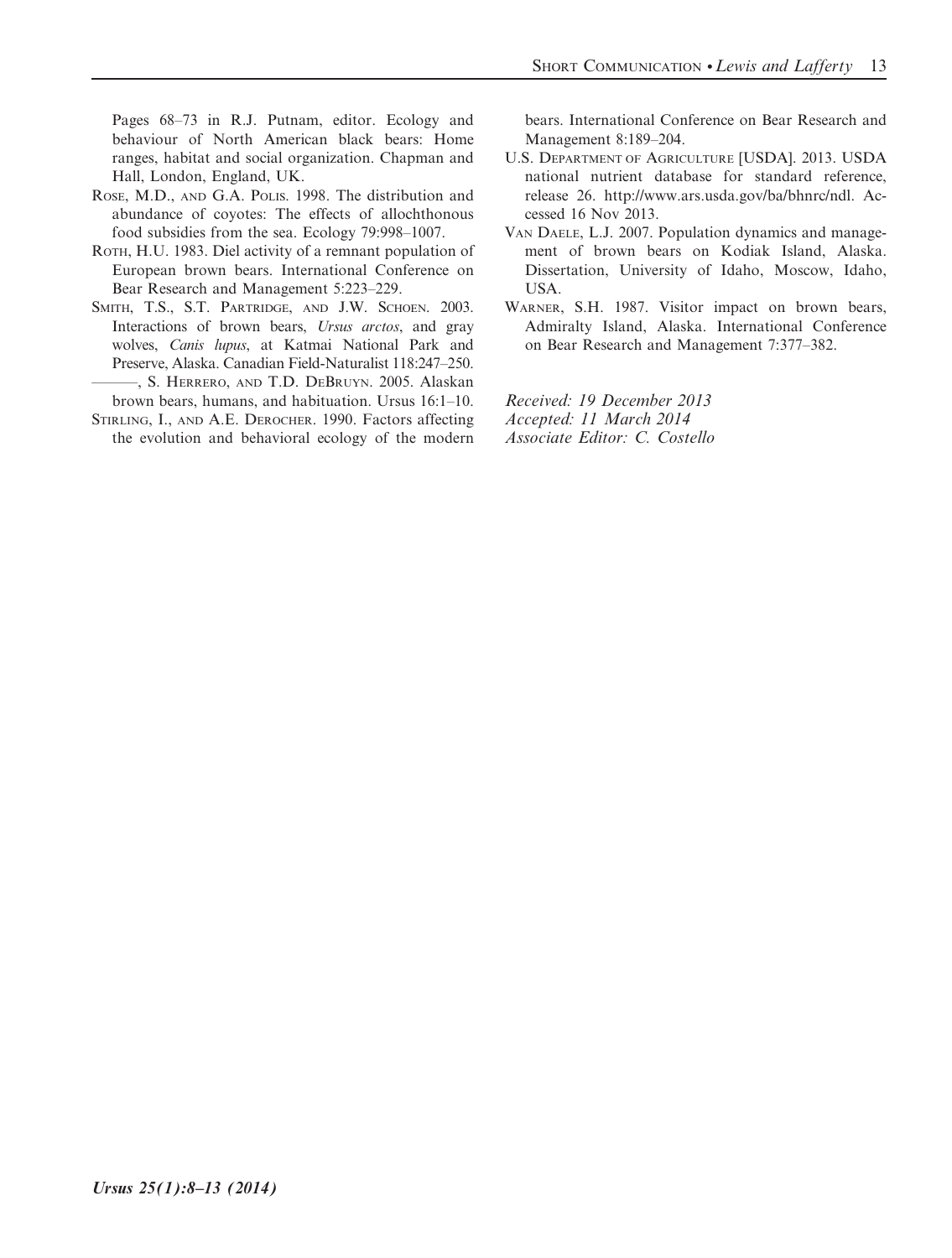Pages 68–73 in R.J. Putnam, editor. Ecology and behaviour of North American black bears: Home ranges, habitat and social organization. Chapman and Hall, London, England, UK.

Rose, M.D., and G.A. Polis. 1998. The distribution and abundance of coyotes: The effects of allochthonous food subsidies from the sea. Ecology 79:998–1007.

Roth, H.U. 1983. Diel activity of a remnant population of European brown bears. International Conference on Bear Research and Management 5:223–229.

Smith, T.S., S.T. Partridge, and J.W. Schoen. 2003. Interactions of brown bears, *Ursus arctos*, and gray wolves, *Canis lupus*, at Katmai National Park and Preserve, Alaska. Canadian Field-Naturalist 118:247–250.

———, S. Herrero, and T.D. DeBruyn. 2005. Alaskan brown bears, humans, and habituation. Ursus 16:1–10.

Stirling, I., and A.E. Derocher. 1990. Factors affecting the evolution and behavioral ecology of the modern bears. International Conference on Bear Research and Management 8:189–204.

U.S. Department of Agriculture [USDA]. 2013. USDA national nutrient database for standard reference, release 26. http://www.ars.usda.gov/ba/bhnrc/ndl. Accessed 16 Nov 2013.

Van Daele, L.J. 2007. Population dynamics and management of brown bears on Kodiak Island, Alaska. Dissertation, University of Idaho, Moscow, Idaho, USA.

Warner, S.H. 1987. Visitor impact on brown bears, Admiralty Island, Alaska. International Conference on Bear Research and Management 7:377–382.

*Received: 19 December 2013*
*Accepted: 11 March 2014*
*Associate Editor: C. Costello*